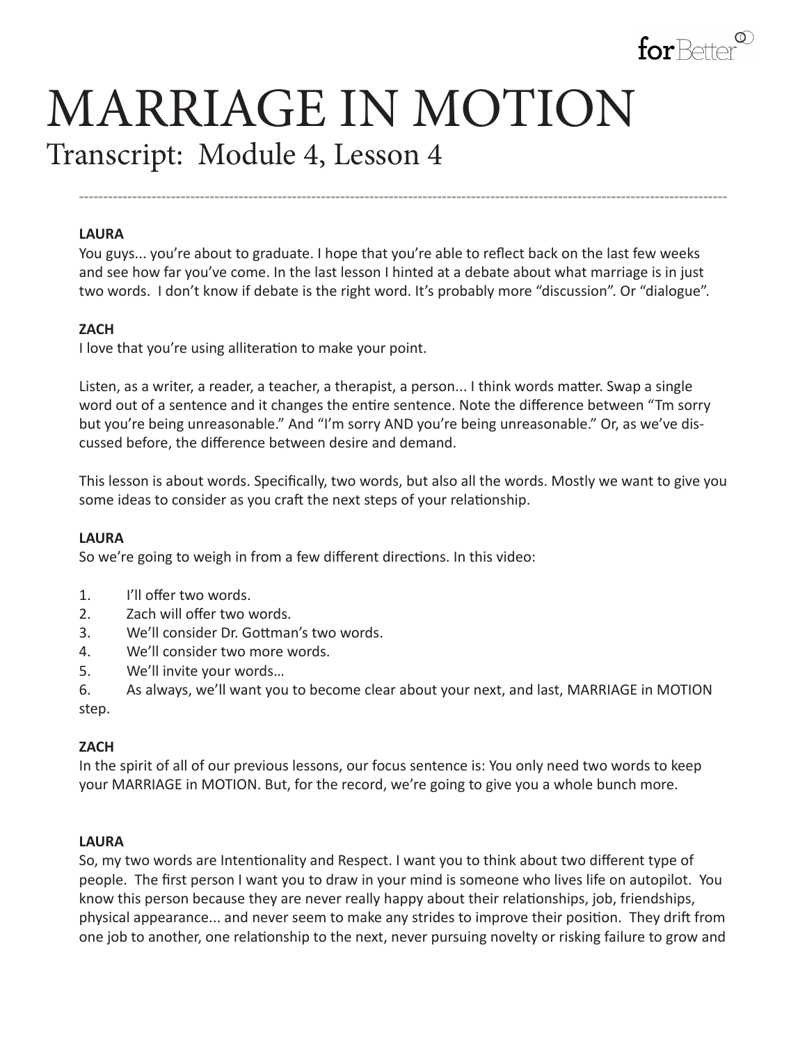# MARRIAGE IN MOTION

## Transcript: Module 4, Lesson 4

---

**LAURA**

You guys... you're about to graduate. I hope that you're able to reflect back on the last few weeks and see how far you've come. In the last lesson I hinted at a debate about what marriage is in just two words. I don't know if debate is the right word. It's probably more "discussion". Or "dialogue".

**ZACH**

I love that you're using alliteration to make your point.

Listen, as a writer, a reader, a teacher, a therapist, a person... I think words matter. Swap a single word out of a sentence and it changes the entire sentence. Note the difference between "Tm sorry but you're being unreasonable." And "I'm sorry AND you're being unreasonable." Or, as we've discussed before, the difference between desire and demand.

This lesson is about words. Specifically, two words, but also all the words. Mostly we want to give you some ideas to consider as you craft the next steps of your relationship.

**LAURA**

So we're going to weigh in from a few different directions. In this video:

1. I'll offer two words.
2. Zach will offer two words.
3. We'll consider Dr. Gottman's two words.
4. We'll consider two more words.
5. We'll invite your words…
6. As always, we'll want you to become clear about your next, and last, MARRIAGE in MOTION step.

**ZACH**

In the spirit of all of our previous lessons, our focus sentence is: You only need two words to keep your MARRIAGE in MOTION. But, for the record, we're going to give you a whole bunch more.

**LAURA**

So, my two words are Intentionality and Respect. I want you to think about two different type of people. The first person I want you to draw in your mind is someone who lives life on autopilot. You know this person because they are never really happy about their relationships, job, friendships, physical appearance... and never seem to make any strides to improve their position. They drift from one job to another, one relationship to the next, never pursuing novelty or risking failure to grow and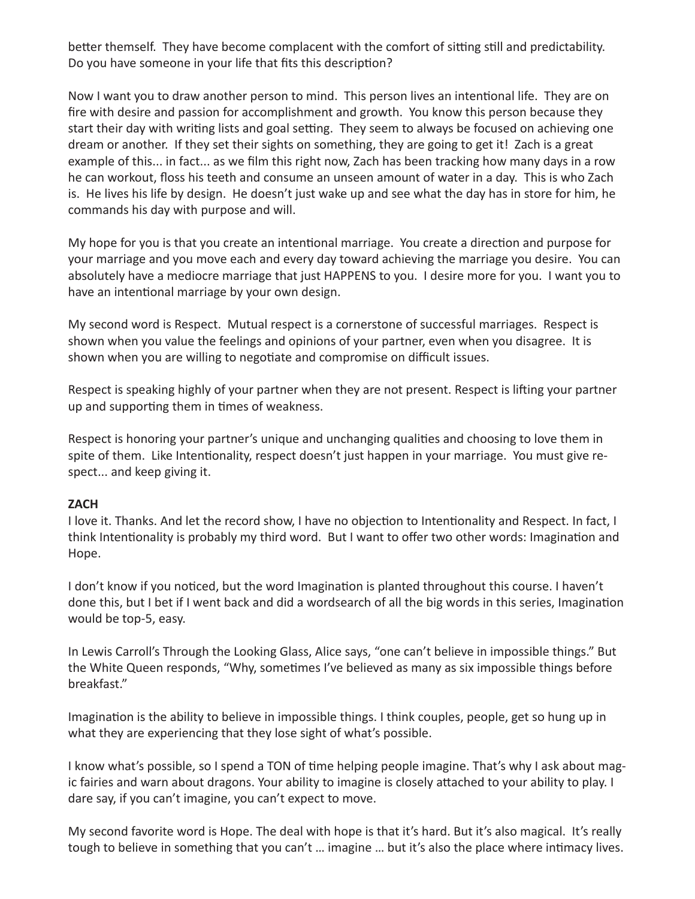better themself. They have become complacent with the comfort of sitting still and predictability. Do you have someone in your life that fits this description?

Now I want you to draw another person to mind. This person lives an intentional life. They are on fire with desire and passion for accomplishment and growth. You know this person because they start their day with writing lists and goal setting. They seem to always be focused on achieving one dream or another. If they set their sights on something, they are going to get it! Zach is a great example of this... in fact... as we film this right now, Zach has been tracking how many days in a row he can workout, floss his teeth and consume an unseen amount of water in a day. This is who Zach is. He lives his life by design. He doesn't just wake up and see what the day has in store for him, he commands his day with purpose and will.

My hope for you is that you create an intentional marriage. You create a direction and purpose for your marriage and you move each and every day toward achieving the marriage you desire. You can absolutely have a mediocre marriage that just HAPPENS to you. I desire more for you. I want you to have an intentional marriage by your own design.

My second word is Respect. Mutual respect is a cornerstone of successful marriages. Respect is shown when you value the feelings and opinions of your partner, even when you disagree. It is shown when you are willing to negotiate and compromise on difficult issues.

Respect is speaking highly of your partner when they are not present. Respect is lifting your partner up and supporting them in times of weakness.

Respect is honoring your partner's unique and unchanging qualities and choosing to love them in spite of them. Like Intentionality, respect doesn't just happen in your marriage. You must give respect... and keep giving it.

**ZACH**
I love it. Thanks. And let the record show, I have no objection to Intentionality and Respect. In fact, I think Intentionality is probably my third word. But I want to offer two other words: Imagination and Hope.

I don't know if you noticed, but the word Imagination is planted throughout this course. I haven't done this, but I bet if I went back and did a wordsearch of all the big words in this series, Imagination would be top-5, easy.

In Lewis Carroll's Through the Looking Glass, Alice says, "one can't believe in impossible things." But the White Queen responds, "Why, sometimes I've believed as many as six impossible things before breakfast."

Imagination is the ability to believe in impossible things. I think couples, people, get so hung up in what they are experiencing that they lose sight of what's possible.

I know what's possible, so I spend a TON of time helping people imagine. That's why I ask about magic fairies and warn about dragons. Your ability to imagine is closely attached to your ability to play. I dare say, if you can't imagine, you can't expect to move.

My second favorite word is Hope. The deal with hope is that it's hard. But it's also magical. It's really tough to believe in something that you can't … imagine … but it's also the place where intimacy lives.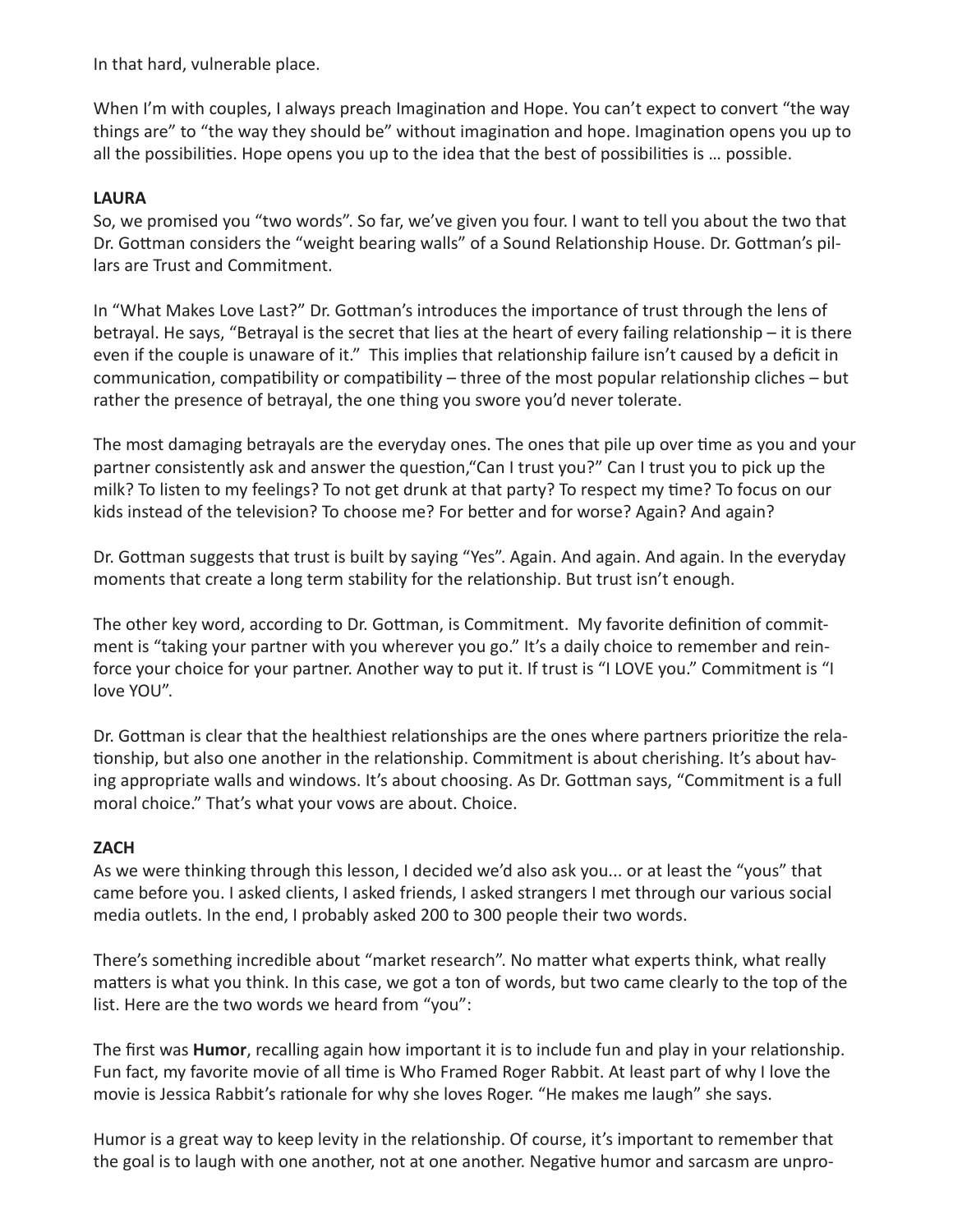In that hard, vulnerable place.

When I'm with couples, I always preach Imagination and Hope. You can't expect to convert "the way things are" to "the way they should be" without imagination and hope. Imagination opens you up to all the possibilities. Hope opens you up to the idea that the best of possibilities is … possible.

**LAURA**

So, we promised you "two words". So far, we've given you four. I want to tell you about the two that Dr. Gottman considers the "weight bearing walls" of a Sound Relationship House. Dr. Gottman's pillars are Trust and Commitment.

In "What Makes Love Last?" Dr. Gottman's introduces the importance of trust through the lens of betrayal. He says, "Betrayal is the secret that lies at the heart of every failing relationship – it is there even if the couple is unaware of it." This implies that relationship failure isn't caused by a deficit in communication, compatibility or compatibility – three of the most popular relationship cliches – but rather the presence of betrayal, the one thing you swore you'd never tolerate.

The most damaging betrayals are the everyday ones. The ones that pile up over time as you and your partner consistently ask and answer the question,"Can I trust you?" Can I trust you to pick up the milk? To listen to my feelings? To not get drunk at that party? To respect my time? To focus on our kids instead of the television? To choose me? For better and for worse? Again? And again?

Dr. Gottman suggests that trust is built by saying "Yes". Again. And again. And again. In the everyday moments that create a long term stability for the relationship. But trust isn't enough.

The other key word, according to Dr. Gottman, is Commitment. My favorite definition of commitment is "taking your partner with you wherever you go." It's a daily choice to remember and reinforce your choice for your partner. Another way to put it. If trust is "I LOVE you." Commitment is "I love YOU".

Dr. Gottman is clear that the healthiest relationships are the ones where partners prioritize the relationship, but also one another in the relationship. Commitment is about cherishing. It's about having appropriate walls and windows. It's about choosing. As Dr. Gottman says, "Commitment is a full moral choice." That's what your vows are about. Choice.

**ZACH**

As we were thinking through this lesson, I decided we'd also ask you... or at least the "yous" that came before you. I asked clients, I asked friends, I asked strangers I met through our various social media outlets. In the end, I probably asked 200 to 300 people their two words.

There's something incredible about "market research". No matter what experts think, what really matters is what you think. In this case, we got a ton of words, but two came clearly to the top of the list. Here are the two words we heard from "you":

The first was **Humor**, recalling again how important it is to include fun and play in your relationship. Fun fact, my favorite movie of all time is Who Framed Roger Rabbit. At least part of why I love the movie is Jessica Rabbit's rationale for why she loves Roger. "He makes me laugh" she says.

Humor is a great way to keep levity in the relationship. Of course, it's important to remember that the goal is to laugh with one another, not at one another. Negative humor and sarcasm are unpro-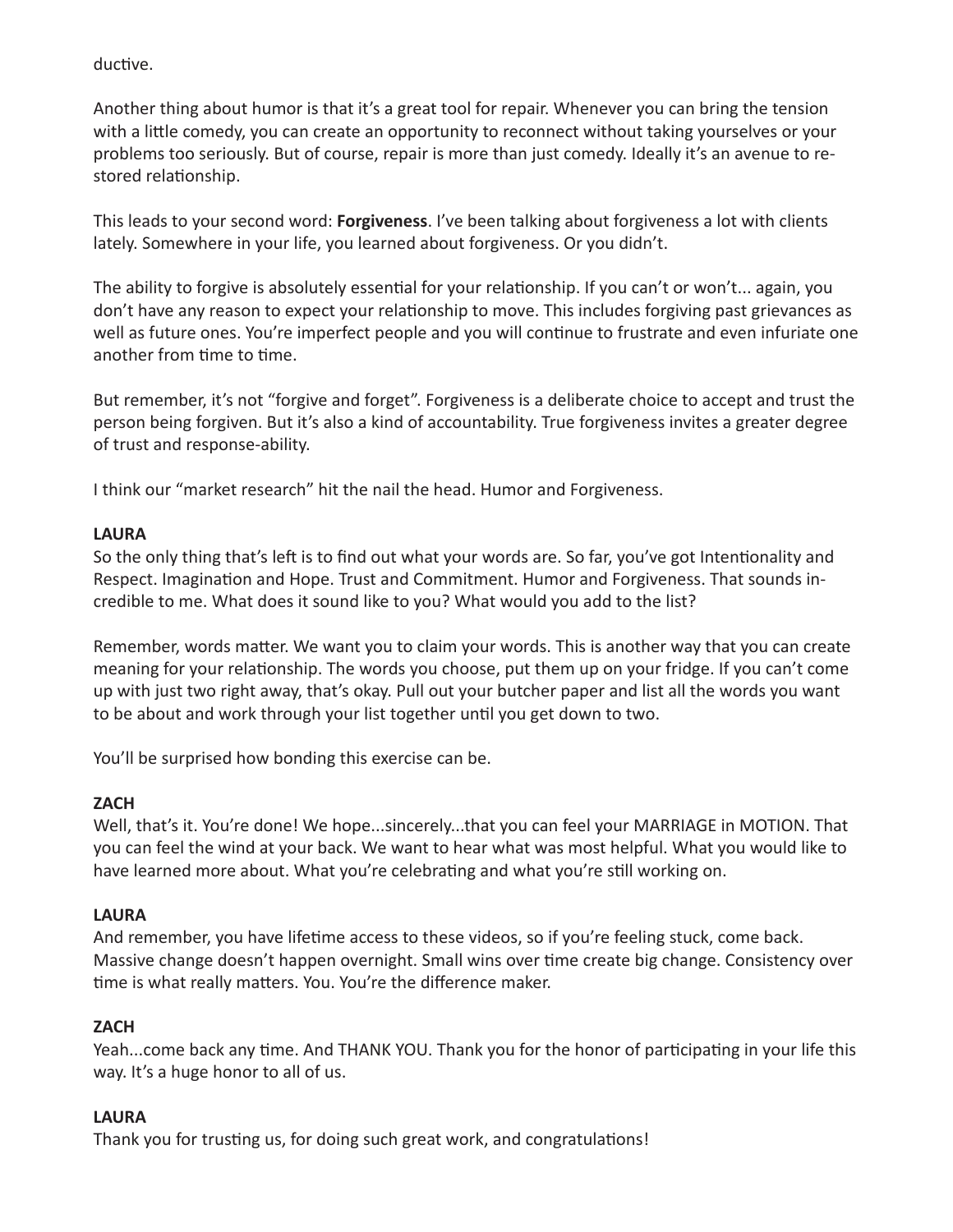ductive.

Another thing about humor is that it's a great tool for repair. Whenever you can bring the tension with a little comedy, you can create an opportunity to reconnect without taking yourselves or your problems too seriously. But of course, repair is more than just comedy. Ideally it's an avenue to restored relationship.

This leads to your second word: **Forgiveness**. I've been talking about forgiveness a lot with clients lately. Somewhere in your life, you learned about forgiveness. Or you didn't.

The ability to forgive is absolutely essential for your relationship. If you can't or won't... again, you don't have any reason to expect your relationship to move. This includes forgiving past grievances as well as future ones. You're imperfect people and you will continue to frustrate and even infuriate one another from time to time.

But remember, it's not "forgive and forget". Forgiveness is a deliberate choice to accept and trust the person being forgiven. But it's also a kind of accountability. True forgiveness invites a greater degree of trust and response-ability.

I think our "market research" hit the nail the head. Humor and Forgiveness.

**LAURA**
So the only thing that's left is to find out what your words are. So far, you've got Intentionality and Respect. Imagination and Hope. Trust and Commitment. Humor and Forgiveness. That sounds incredible to me. What does it sound like to you? What would you add to the list?

Remember, words matter. We want you to claim your words. This is another way that you can create meaning for your relationship. The words you choose, put them up on your fridge. If you can't come up with just two right away, that's okay. Pull out your butcher paper and list all the words you want to be about and work through your list together until you get down to two.

You'll be surprised how bonding this exercise can be.

**ZACH**
Well, that's it. You're done! We hope...sincerely...that you can feel your MARRIAGE in MOTION. That you can feel the wind at your back. We want to hear what was most helpful. What you would like to have learned more about. What you're celebrating and what you're still working on.

**LAURA**
And remember, you have lifetime access to these videos, so if you're feeling stuck, come back. Massive change doesn't happen overnight. Small wins over time create big change. Consistency over time is what really matters. You. You're the difference maker.

**ZACH**
Yeah...come back any time. And THANK YOU. Thank you for the honor of participating in your life this way. It's a huge honor to all of us.

**LAURA**
Thank you for trusting us, for doing such great work, and congratulations!